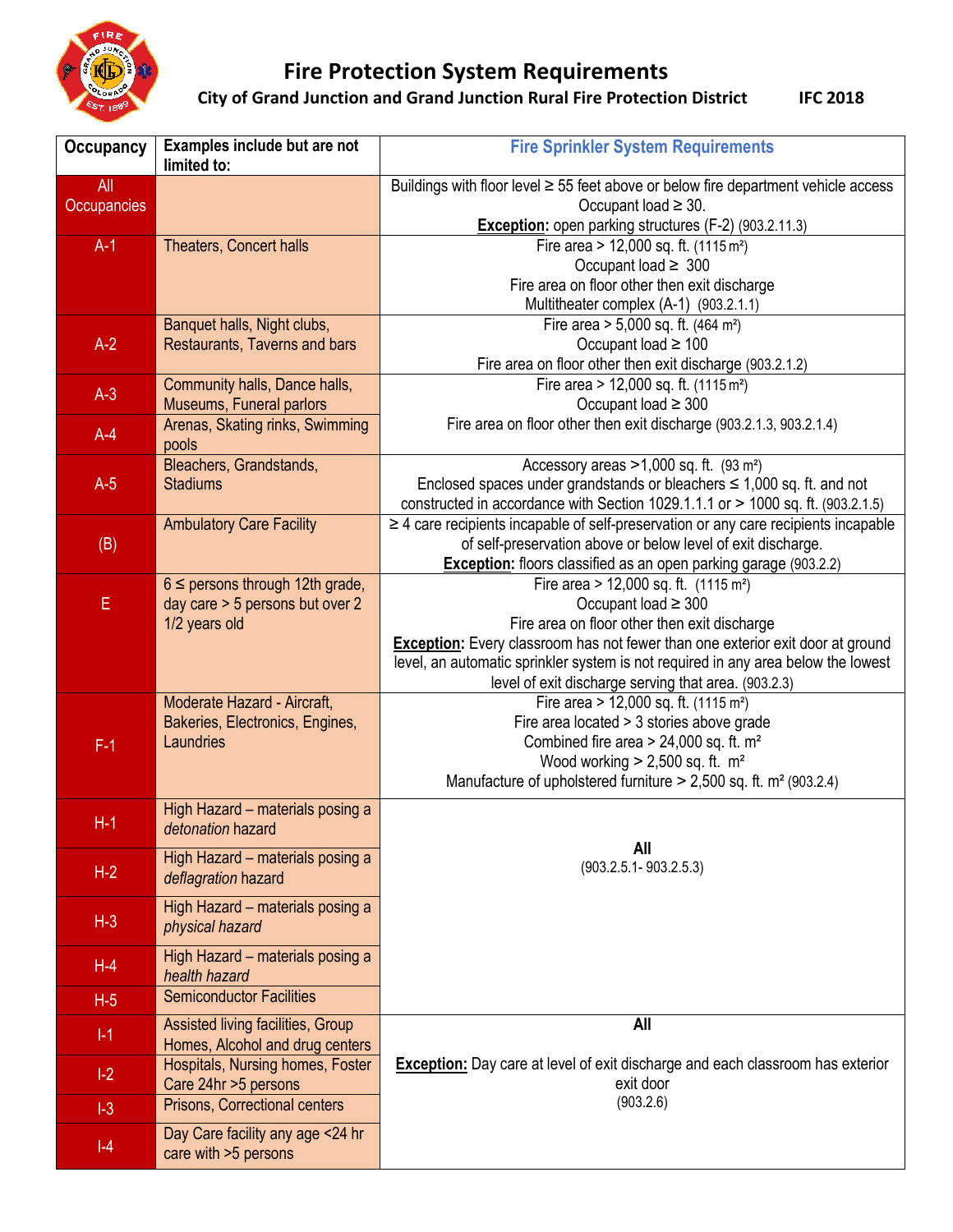# Fire Protection System Requirements

**City of Grand Junction and Grand Junction Rural Fire Protection District IFC 2018**

| Occupancy | Examples include but are not limited to: | Fire Sprinkler System Requirements |
|---|---|---|
| All Occupancies | | Buildings with floor level ≥ 55 feet above or below fire department vehicle access Occupant load ≥ 30. **Exception:** open parking structures (F-2) (903.2.11.3) |
| A-1 | Theaters, Concert halls | Fire area > 12,000 sq. ft. (1115 m²) Occupant load ≥ 300 Fire area on floor other then exit discharge Multitheater complex (A-1) (903.2.1.1) |
| A-2 | Banquet halls, Night clubs, Restaurants, Taverns and bars | Fire area > 5,000 sq. ft. (464 m²) Occupant load ≥ 100 Fire area on floor other then exit discharge (903.2.1.2) |
| A-3 | Community halls, Dance halls, Museums, Funeral parlors | Fire area > 12,000 sq. ft. (1115 m²) Occupant load ≥ 300 Fire area on floor other then exit discharge (903.2.1.3, 903.2.1.4) |
| A-4 | Arenas, Skating rinks, Swimming pools | |
| A-5 | Bleachers, Grandstands, Stadiums | Accessory areas >1,000 sq. ft. (93 m²) Enclosed spaces under grandstands or bleachers ≤ 1,000 sq. ft. and not constructed in accordance with Section 1029.1.1.1 or > 1000 sq. ft. (903.2.1.5) |
| (B) | Ambulatory Care Facility | ≥ 4 care recipients incapable of self-preservation or any care recipients incapable of self-preservation above or below level of exit discharge. **Exception:** floors classified as an open parking garage (903.2.2) |
| E | 6 ≤ persons through 12th grade, day care > 5 persons but over 2 1/2 years old | Fire area > 12,000 sq. ft. (1115 m²) Occupant load ≥ 300 Fire area on floor other then exit discharge **Exception:** Every classroom has not fewer than one exterior exit door at ground level, an automatic sprinkler system is not required in any area below the lowest level of exit discharge serving that area. (903.2.3) |
| F-1 | Moderate Hazard - Aircraft, Bakeries, Electronics, Engines, Laundries | Fire area > 12,000 sq. ft. (1115 m²) Fire area located > 3 stories above grade Combined fire area > 24,000 sq. ft. m² Wood working > 2,500 sq. ft. m² Manufacture of upholstered furniture > 2,500 sq. ft. m² (903.2.4) |
| H-1 | High Hazard – materials posing a *detonation* hazard | **All** (903.2.5.1- 903.2.5.3) |
| H-2 | High Hazard – materials posing a *deflagration* hazard | |
| H-3 | High Hazard – materials posing a *physical hazard* | |
| H-4 | High Hazard – materials posing a *health hazard* | |
| H-5 | Semiconductor Facilities | |
| I-1 | Assisted living facilities, Group Homes, Alcohol and drug centers | **All** **Exception:** Day care at level of exit discharge and each classroom has exterior exit door (903.2.6) |
| I-2 | Hospitals, Nursing homes, Foster Care 24hr >5 persons | |
| I-3 | Prisons, Correctional centers | |
| I-4 | Day Care facility any age <24 hr care with >5 persons | |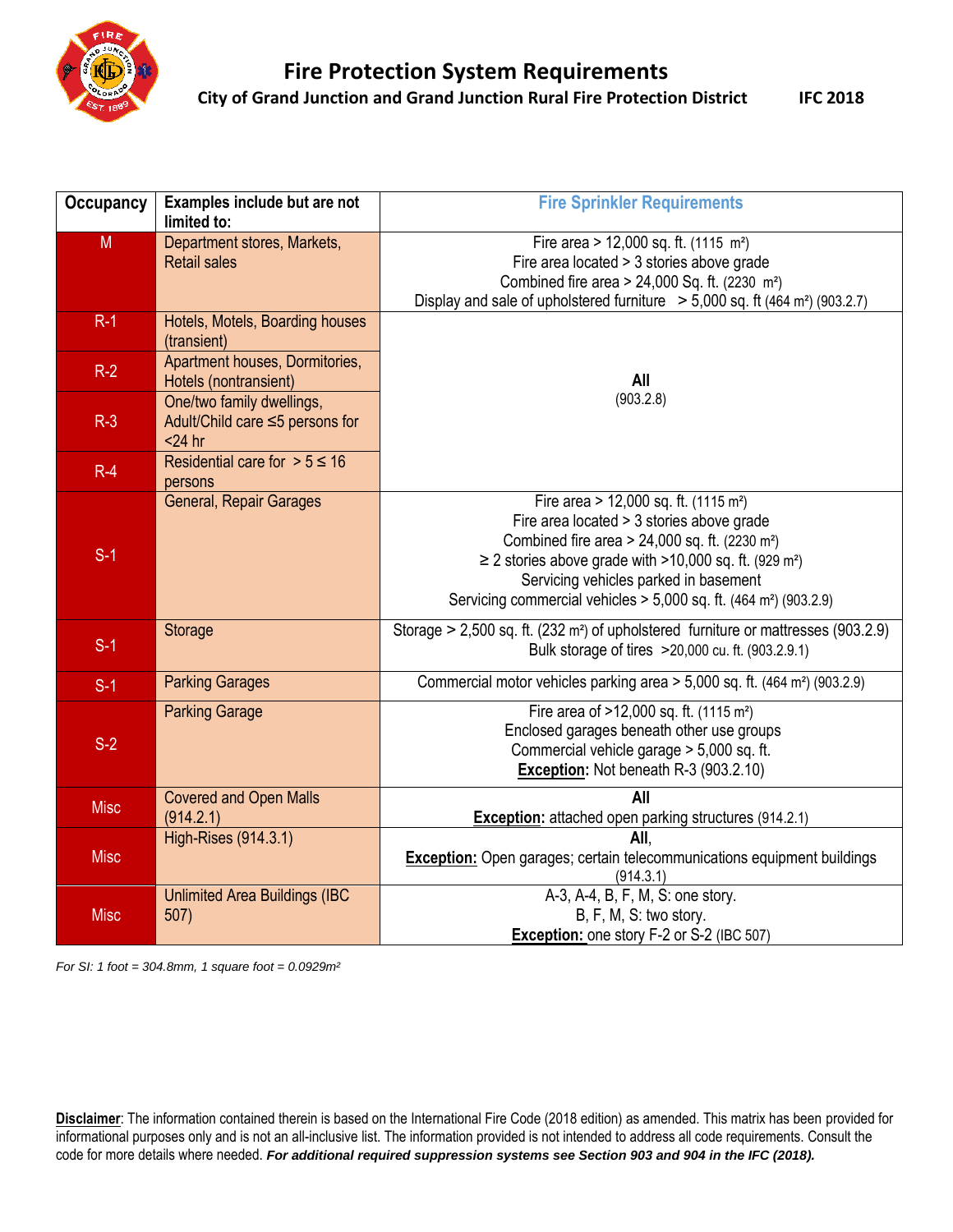# Fire Protection System Requirements

**City of Grand Junction and Grand Junction Rural Fire Protection District** **IFC 2018**

| Occupancy | Examples include but are not limited to: | Fire Sprinkler Requirements |
|---|---|---|
| M | Department stores, Markets, Retail sales | Fire area > 12,000 sq. ft. (1115 m²)<br>Fire area located > 3 stories above grade<br>Combined fire area > 24,000 Sq. ft. (2230 m²)<br>Display and sale of upholstered furniture > 5,000 sq. ft (464 m²) (903.2.7) |
| R-1 | Hotels, Motels, Boarding houses (transient) | **All**<br>(903.2.8) |
| R-2 | Apartment houses, Dormitories, Hotels (nontransient) | |
| R-3 | One/two family dwellings, Adult/Child care ≤5 persons for <24 hr | |
| R-4 | Residential care for > 5 ≤ 16 persons | |
| S-1 | General, Repair Garages | Fire area > 12,000 sq. ft. (1115 m²)<br>Fire area located > 3 stories above grade<br>Combined fire area > 24,000 sq. ft. (2230 m²)<br>≥ 2 stories above grade with >10,000 sq. ft. (929 m²)<br>Servicing vehicles parked in basement<br>Servicing commercial vehicles > 5,000 sq. ft. (464 m²) (903.2.9) |
| S-1 | Storage | Storage > 2,500 sq. ft. (232 m²) of upholstered furniture or mattresses (903.2.9)<br>Bulk storage of tires >20,000 cu. ft. (903.2.9.1) |
| S-1 | Parking Garages | Commercial motor vehicles parking area > 5,000 sq. ft. (464 m²) (903.2.9) |
| S-2 | Parking Garage | Fire area of >12,000 sq. ft. (1115 m²)<br>Enclosed garages beneath other use groups<br>Commercial vehicle garage > 5,000 sq. ft.<br>**Exception:** Not beneath R-3 (903.2.10) |
| Misc | Covered and Open Malls (914.2.1) | **All**<br>**Exception:** attached open parking structures (914.2.1) |
| Misc | High-Rises (914.3.1) | **All**,<br>**Exception:** Open garages; certain telecommunications equipment buildings (914.3.1) |
| Misc | Unlimited Area Buildings (IBC 507) | A-3, A-4, B, F, M, S: one story.<br>B, F, M, S: two story.<br>**Exception:** one story F-2 or S-2 (IBC 507) |

*For SI: 1 foot = 304.8mm, 1 square foot = 0.0929m²*

**Disclaimer**: The information contained therein is based on the International Fire Code (2018 edition) as amended. This matrix has been provided for informational purposes only and is not an all-inclusive list. The information provided is not intended to address all code requirements. Consult the code for more details where needed. ***For additional required suppression systems see Section 903 and 904 in the IFC (2018).***